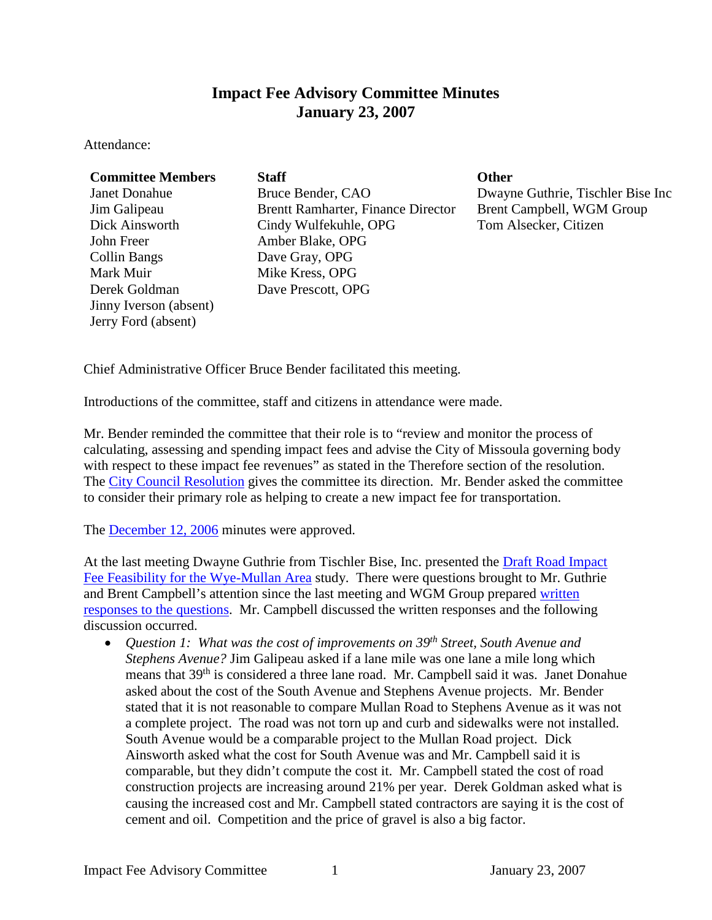# Impact Fee Advisory Committee Minutes
## January 23, 2007

Attendance:

| Committee Members | Staff | Other |
|---|---|---|
| Janet Donahue | Bruce Bender, CAO | Dwayne Guthrie, Tischler Bise Inc |
| Jim Galipeau | Brentt Ramharter, Finance Director | Brent Campbell, WGM Group |
| Dick Ainsworth | Cindy Wulfekuhle, OPG | Tom Alsecker, Citizen |
| John Freer | Amber Blake, OPG | |
| Collin Bangs | Dave Gray, OPG | |
| Mark Muir | Mike Kress, OPG | |
| Derek Goldman | Dave Prescott, OPG | |
| Jinny Iverson (absent) | | |
| Jerry Ford (absent) | | |

Chief Administrative Officer Bruce Bender facilitated this meeting.

Introductions of the committee, staff and citizens in attendance were made.

Mr. Bender reminded the committee that their role is to "review and monitor the process of calculating, assessing and spending impact fees and advise the City of Missoula governing body with respect to these impact fee revenues" as stated in the Therefore section of the resolution. The City Council Resolution gives the committee its direction. Mr. Bender asked the committee to consider their primary role as helping to create a new impact fee for transportation.

The December 12, 2006 minutes were approved.

At the last meeting Dwayne Guthrie from Tischler Bise, Inc. presented the Draft Road Impact Fee Feasibility for the Wye-Mullan Area study. There were questions brought to Mr. Guthrie and Brent Campbell's attention since the last meeting and WGM Group prepared written responses to the questions. Mr. Campbell discussed the written responses and the following discussion occurred.

- *Question 1: What was the cost of improvements on 39th Street, South Avenue and Stephens Avenue?* Jim Galipeau asked if a lane mile was one lane a mile long which means that 39th is considered a three lane road. Mr. Campbell said it was. Janet Donahue asked about the cost of the South Avenue and Stephens Avenue projects. Mr. Bender stated that it is not reasonable to compare Mullan Road to Stephens Avenue as it was not a complete project. The road was not torn up and curb and sidewalks were not installed. South Avenue would be a comparable project to the Mullan Road project. Dick Ainsworth asked what the cost for South Avenue was and Mr. Campbell said it is comparable, but they didn't compute the cost it. Mr. Campbell stated the cost of road construction projects are increasing around 21% per year. Derek Goldman asked what is causing the increased cost and Mr. Campbell stated contractors are saying it is the cost of cement and oil. Competition and the price of gravel is also a big factor.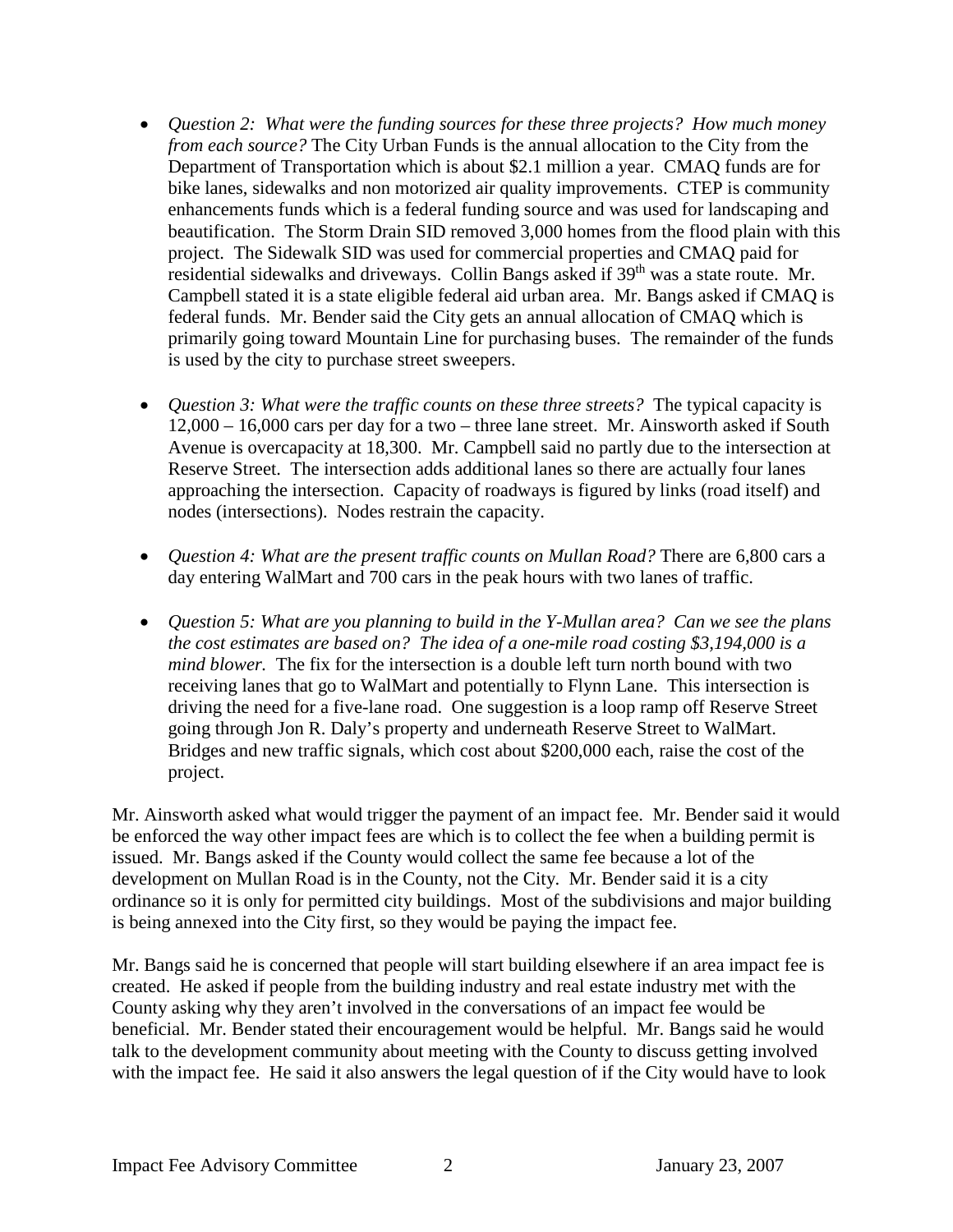- *Question 2: What were the funding sources for these three projects? How much money from each source?* The City Urban Funds is the annual allocation to the City from the Department of Transportation which is about $2.1 million a year. CMAQ funds are for bike lanes, sidewalks and non motorized air quality improvements. CTEP is community enhancements funds which is a federal funding source and was used for landscaping and beautification. The Storm Drain SID removed 3,000 homes from the flood plain with this project. The Sidewalk SID was used for commercial properties and CMAQ paid for residential sidewalks and driveways. Collin Bangs asked if 39th was a state route. Mr. Campbell stated it is a state eligible federal aid urban area. Mr. Bangs asked if CMAQ is federal funds. Mr. Bender said the City gets an annual allocation of CMAQ which is primarily going toward Mountain Line for purchasing buses. The remainder of the funds is used by the city to purchase street sweepers.

- *Question 3: What were the traffic counts on these three streets?* The typical capacity is 12,000 – 16,000 cars per day for a two – three lane street. Mr. Ainsworth asked if South Avenue is overcapacity at 18,300. Mr. Campbell said no partly due to the intersection at Reserve Street. The intersection adds additional lanes so there are actually four lanes approaching the intersection. Capacity of roadways is figured by links (road itself) and nodes (intersections). Nodes restrain the capacity.

- *Question 4: What are the present traffic counts on Mullan Road?* There are 6,800 cars a day entering WalMart and 700 cars in the peak hours with two lanes of traffic.

- *Question 5: What are you planning to build in the Y-Mullan area? Can we see the plans the cost estimates are based on? The idea of a one-mile road costing $3,194,000 is a mind blower.* The fix for the intersection is a double left turn north bound with two receiving lanes that go to WalMart and potentially to Flynn Lane. This intersection is driving the need for a five-lane road. One suggestion is a loop ramp off Reserve Street going through Jon R. Daly's property and underneath Reserve Street to WalMart. Bridges and new traffic signals, which cost about $200,000 each, raise the cost of the project.

Mr. Ainsworth asked what would trigger the payment of an impact fee. Mr. Bender said it would be enforced the way other impact fees are which is to collect the fee when a building permit is issued. Mr. Bangs asked if the County would collect the same fee because a lot of the development on Mullan Road is in the County, not the City. Mr. Bender said it is a city ordinance so it is only for permitted city buildings. Most of the subdivisions and major building is being annexed into the City first, so they would be paying the impact fee.

Mr. Bangs said he is concerned that people will start building elsewhere if an area impact fee is created. He asked if people from the building industry and real estate industry met with the County asking why they aren't involved in the conversations of an impact fee would be beneficial. Mr. Bender stated their encouragement would be helpful. Mr. Bangs said he would talk to the development community about meeting with the County to discuss getting involved with the impact fee. He said it also answers the legal question of if the City would have to look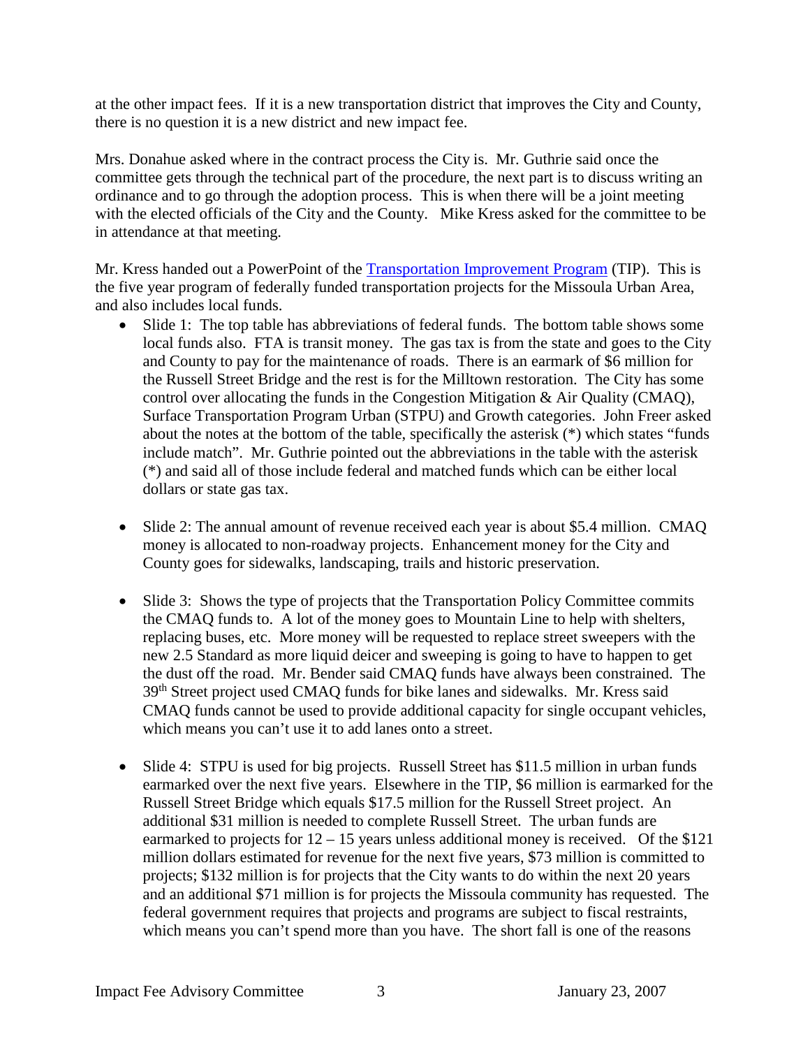at the other impact fees. If it is a new transportation district that improves the City and County, there is no question it is a new district and new impact fee.

Mrs. Donahue asked where in the contract process the City is. Mr. Guthrie said once the committee gets through the technical part of the procedure, the next part is to discuss writing an ordinance and to go through the adoption process. This is when there will be a joint meeting with the elected officials of the City and the County. Mike Kress asked for the committee to be in attendance at that meeting.

Mr. Kress handed out a PowerPoint of the [Transportation Improvement Program](#) (TIP). This is the five year program of federally funded transportation projects for the Missoula Urban Area, and also includes local funds.

- Slide 1: The top table has abbreviations of federal funds. The bottom table shows some local funds also. FTA is transit money. The gas tax is from the state and goes to the City and County to pay for the maintenance of roads. There is an earmark of $6 million for the Russell Street Bridge and the rest is for the Milltown restoration. The City has some control over allocating the funds in the Congestion Mitigation & Air Quality (CMAQ), Surface Transportation Program Urban (STPU) and Growth categories. John Freer asked about the notes at the bottom of the table, specifically the asterisk (*) which states "funds include match". Mr. Guthrie pointed out the abbreviations in the table with the asterisk (*) and said all of those include federal and matched funds which can be either local dollars or state gas tax.

- Slide 2: The annual amount of revenue received each year is about $5.4 million. CMAQ money is allocated to non-roadway projects. Enhancement money for the City and County goes for sidewalks, landscaping, trails and historic preservation.

- Slide 3: Shows the type of projects that the Transportation Policy Committee commits the CMAQ funds to. A lot of the money goes to Mountain Line to help with shelters, replacing buses, etc. More money will be requested to replace street sweepers with the new 2.5 Standard as more liquid deicer and sweeping is going to have to happen to get the dust off the road. Mr. Bender said CMAQ funds have always been constrained. The 39th Street project used CMAQ funds for bike lanes and sidewalks. Mr. Kress said CMAQ funds cannot be used to provide additional capacity for single occupant vehicles, which means you can't use it to add lanes onto a street.

- Slide 4: STPU is used for big projects. Russell Street has $11.5 million in urban funds earmarked over the next five years. Elsewhere in the TIP, $6 million is earmarked for the Russell Street Bridge which equals $17.5 million for the Russell Street project. An additional $31 million is needed to complete Russell Street. The urban funds are earmarked to projects for 12 – 15 years unless additional money is received. Of the $121 million dollars estimated for revenue for the next five years, $73 million is committed to projects; $132 million is for projects that the City wants to do within the next 20 years and an additional $71 million is for projects the Missoula community has requested. The federal government requires that projects and programs are subject to fiscal restraints, which means you can't spend more than you have. The short fall is one of the reasons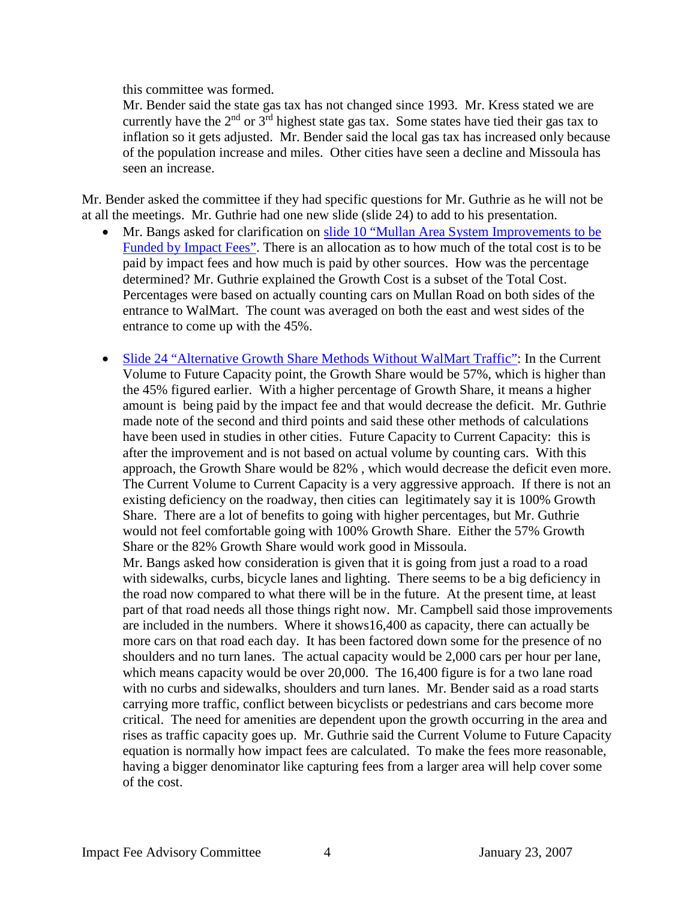this committee was formed.

Mr. Bender said the state gas tax has not changed since 1993. Mr. Kress stated we are currently have the 2nd or 3rd highest state gas tax. Some states have tied their gas tax to inflation so it gets adjusted. Mr. Bender said the local gas tax has increased only because of the population increase and miles. Other cities have seen a decline and Missoula has seen an increase.

Mr. Bender asked the committee if they had specific questions for Mr. Guthrie as he will not be at all the meetings. Mr. Guthrie had one new slide (slide 24) to add to his presentation.

- Mr. Bangs asked for clarification on slide 10 "Mullan Area System Improvements to be Funded by Impact Fees". There is an allocation as to how much of the total cost is to be paid by impact fees and how much is paid by other sources. How was the percentage determined? Mr. Guthrie explained the Growth Cost is a subset of the Total Cost. Percentages were based on actually counting cars on Mullan Road on both sides of the entrance to WalMart. The count was averaged on both the east and west sides of the entrance to come up with the 45%.

- Slide 24 "Alternative Growth Share Methods Without WalMart Traffic": In the Current Volume to Future Capacity point, the Growth Share would be 57%, which is higher than the 45% figured earlier. With a higher percentage of Growth Share, it means a higher amount is being paid by the impact fee and that would decrease the deficit. Mr. Guthrie made note of the second and third points and said these other methods of calculations have been used in studies in other cities. Future Capacity to Current Capacity: this is after the improvement and is not based on actual volume by counting cars. With this approach, the Growth Share would be 82% , which would decrease the deficit even more. The Current Volume to Current Capacity is a very aggressive approach. If there is not an existing deficiency on the roadway, then cities can legitimately say it is 100% Growth Share. There are a lot of benefits to going with higher percentages, but Mr. Guthrie would not feel comfortable going with 100% Growth Share. Either the 57% Growth Share or the 82% Growth Share would work good in Missoula.

  Mr. Bangs asked how consideration is given that it is going from just a road to a road with sidewalks, curbs, bicycle lanes and lighting. There seems to be a big deficiency in the road now compared to what there will be in the future. At the present time, at least part of that road needs all those things right now. Mr. Campbell said those improvements are included in the numbers. Where it shows16,400 as capacity, there can actually be more cars on that road each day. It has been factored down some for the presence of no shoulders and no turn lanes. The actual capacity would be 2,000 cars per hour per lane, which means capacity would be over 20,000. The 16,400 figure is for a two lane road with no curbs and sidewalks, shoulders and turn lanes. Mr. Bender said as a road starts carrying more traffic, conflict between bicyclists or pedestrians and cars become more critical. The need for amenities are dependent upon the growth occurring in the area and rises as traffic capacity goes up. Mr. Guthrie said the Current Volume to Future Capacity equation is normally how impact fees are calculated. To make the fees more reasonable, having a bigger denominator like capturing fees from a larger area will help cover some of the cost.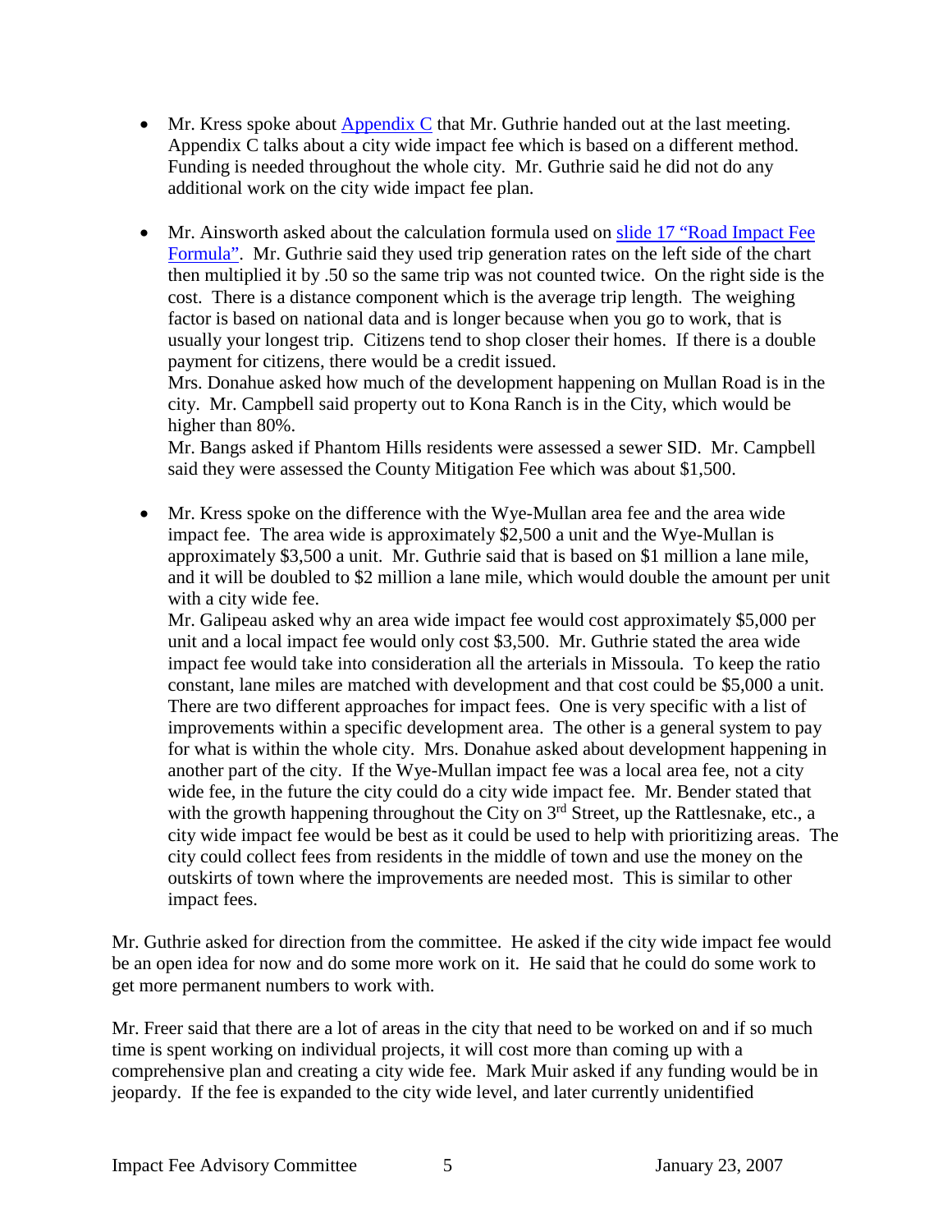- Mr. Kress spoke about [Appendix C] that Mr. Guthrie handed out at the last meeting. Appendix C talks about a city wide impact fee which is based on a different method. Funding is needed throughout the whole city. Mr. Guthrie said he did not do any additional work on the city wide impact fee plan.

- Mr. Ainsworth asked about the calculation formula used on [slide 17 "Road Impact Fee Formula"]. Mr. Guthrie said they used trip generation rates on the left side of the chart then multiplied it by .50 so the same trip was not counted twice. On the right side is the cost. There is a distance component which is the average trip length. The weighing factor is based on national data and is longer because when you go to work, that is usually your longest trip. Citizens tend to shop closer their homes. If there is a double payment for citizens, there would be a credit issued.
  Mrs. Donahue asked how much of the development happening on Mullan Road is in the city. Mr. Campbell said property out to Kona Ranch is in the City, which would be higher than 80%.
  Mr. Bangs asked if Phantom Hills residents were assessed a sewer SID. Mr. Campbell said they were assessed the County Mitigation Fee which was about $1,500.

- Mr. Kress spoke on the difference with the Wye-Mullan area fee and the area wide impact fee. The area wide is approximately $2,500 a unit and the Wye-Mullan is approximately $3,500 a unit. Mr. Guthrie said that is based on $1 million a lane mile, and it will be doubled to $2 million a lane mile, which would double the amount per unit with a city wide fee.
  Mr. Galipeau asked why an area wide impact fee would cost approximately $5,000 per unit and a local impact fee would only cost $3,500. Mr. Guthrie stated the area wide impact fee would take into consideration all the arterials in Missoula. To keep the ratio constant, lane miles are matched with development and that cost could be $5,000 a unit. There are two different approaches for impact fees. One is very specific with a list of improvements within a specific development area. The other is a general system to pay for what is within the whole city. Mrs. Donahue asked about development happening in another part of the city. If the Wye-Mullan impact fee was a local area fee, not a city wide fee, in the future the city could do a city wide impact fee. Mr. Bender stated that with the growth happening throughout the City on 3rd Street, up the Rattlesnake, etc., a city wide impact fee would be best as it could be used to help with prioritizing areas. The city could collect fees from residents in the middle of town and use the money on the outskirts of town where the improvements are needed most. This is similar to other impact fees.

Mr. Guthrie asked for direction from the committee. He asked if the city wide impact fee would be an open idea for now and do some more work on it. He said that he could do some work to get more permanent numbers to work with.

Mr. Freer said that there are a lot of areas in the city that need to be worked on and if so much time is spent working on individual projects, it will cost more than coming up with a comprehensive plan and creating a city wide fee. Mark Muir asked if any funding would be in jeopardy. If the fee is expanded to the city wide level, and later currently unidentified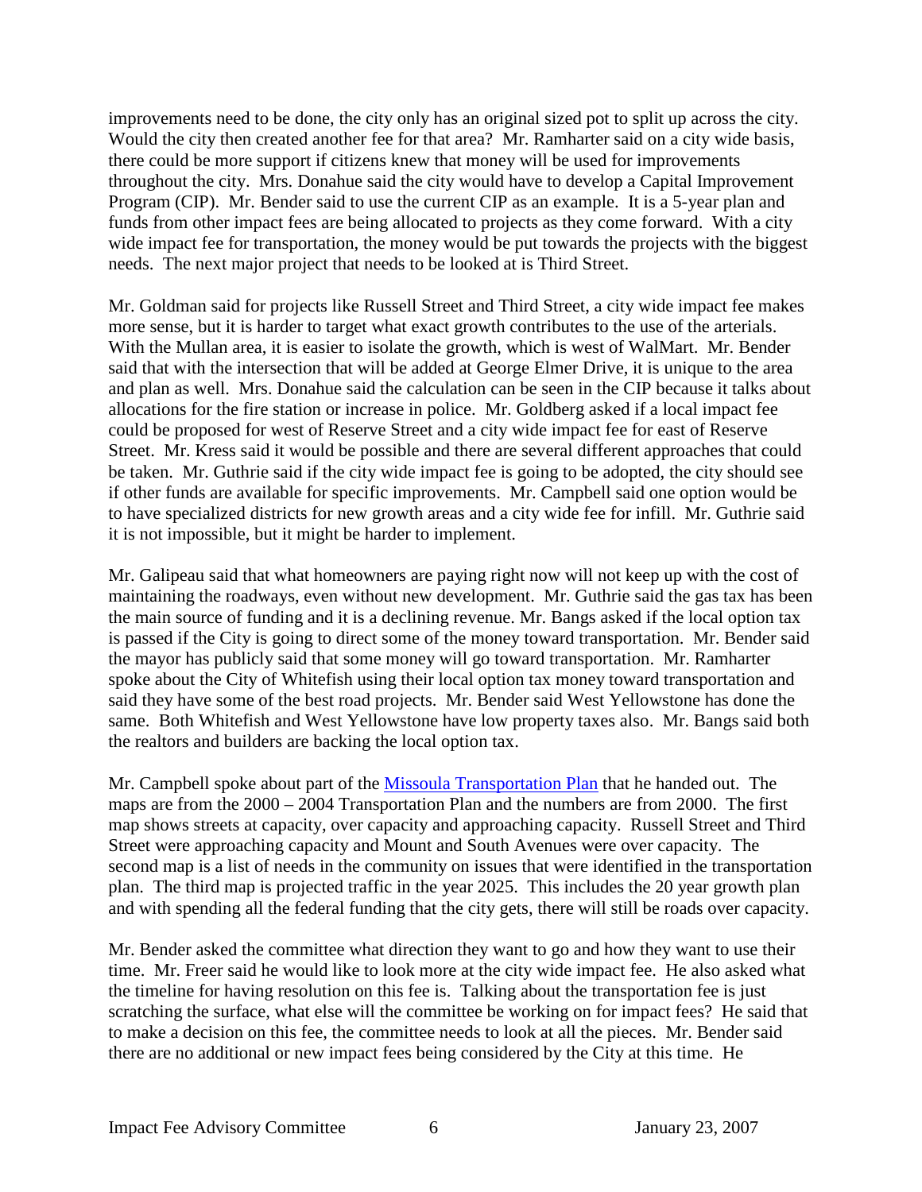improvements need to be done, the city only has an original sized pot to split up across the city. Would the city then created another fee for that area? Mr. Ramharter said on a city wide basis, there could be more support if citizens knew that money will be used for improvements throughout the city. Mrs. Donahue said the city would have to develop a Capital Improvement Program (CIP). Mr. Bender said to use the current CIP as an example. It is a 5-year plan and funds from other impact fees are being allocated to projects as they come forward. With a city wide impact fee for transportation, the money would be put towards the projects with the biggest needs. The next major project that needs to be looked at is Third Street.

Mr. Goldman said for projects like Russell Street and Third Street, a city wide impact fee makes more sense, but it is harder to target what exact growth contributes to the use of the arterials. With the Mullan area, it is easier to isolate the growth, which is west of WalMart. Mr. Bender said that with the intersection that will be added at George Elmer Drive, it is unique to the area and plan as well. Mrs. Donahue said the calculation can be seen in the CIP because it talks about allocations for the fire station or increase in police. Mr. Goldberg asked if a local impact fee could be proposed for west of Reserve Street and a city wide impact fee for east of Reserve Street. Mr. Kress said it would be possible and there are several different approaches that could be taken. Mr. Guthrie said if the city wide impact fee is going to be adopted, the city should see if other funds are available for specific improvements. Mr. Campbell said one option would be to have specialized districts for new growth areas and a city wide fee for infill. Mr. Guthrie said it is not impossible, but it might be harder to implement.

Mr. Galipeau said that what homeowners are paying right now will not keep up with the cost of maintaining the roadways, even without new development. Mr. Guthrie said the gas tax has been the main source of funding and it is a declining revenue. Mr. Bangs asked if the local option tax is passed if the City is going to direct some of the money toward transportation. Mr. Bender said the mayor has publicly said that some money will go toward transportation. Mr. Ramharter spoke about the City of Whitefish using their local option tax money toward transportation and said they have some of the best road projects. Mr. Bender said West Yellowstone has done the same. Both Whitefish and West Yellowstone have low property taxes also. Mr. Bangs said both the realtors and builders are backing the local option tax.

Mr. Campbell spoke about part of the [Missoula Transportation Plan]() that he handed out. The maps are from the 2000 – 2004 Transportation Plan and the numbers are from 2000. The first map shows streets at capacity, over capacity and approaching capacity. Russell Street and Third Street were approaching capacity and Mount and South Avenues were over capacity. The second map is a list of needs in the community on issues that were identified in the transportation plan. The third map is projected traffic in the year 2025. This includes the 20 year growth plan and with spending all the federal funding that the city gets, there will still be roads over capacity.

Mr. Bender asked the committee what direction they want to go and how they want to use their time. Mr. Freer said he would like to look more at the city wide impact fee. He also asked what the timeline for having resolution on this fee is. Talking about the transportation fee is just scratching the surface, what else will the committee be working on for impact fees? He said that to make a decision on this fee, the committee needs to look at all the pieces. Mr. Bender said there are no additional or new impact fees being considered by the City at this time. He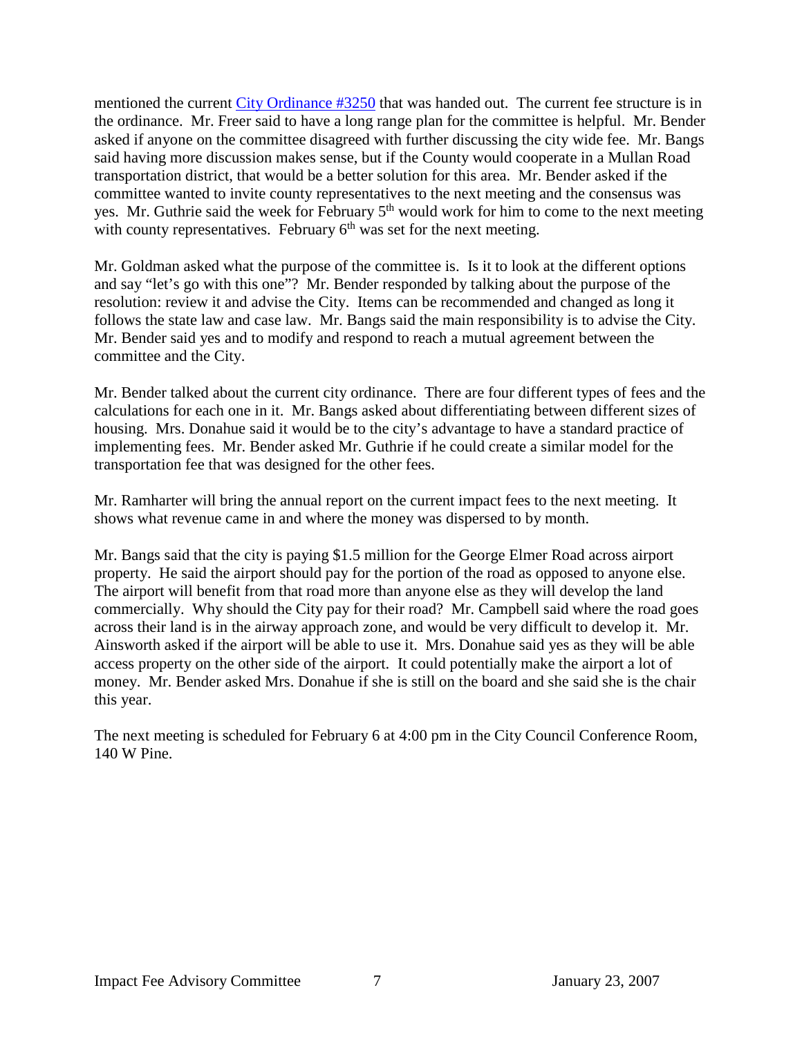mentioned the current [City Ordinance #3250] that was handed out. The current fee structure is in the ordinance. Mr. Freer said to have a long range plan for the committee is helpful. Mr. Bender asked if anyone on the committee disagreed with further discussing the city wide fee. Mr. Bangs said having more discussion makes sense, but if the County would cooperate in a Mullan Road transportation district, that would be a better solution for this area. Mr. Bender asked if the committee wanted to invite county representatives to the next meeting and the consensus was yes. Mr. Guthrie said the week for February 5th would work for him to come to the next meeting with county representatives. February 6th was set for the next meeting.

Mr. Goldman asked what the purpose of the committee is. Is it to look at the different options and say "let's go with this one"? Mr. Bender responded by talking about the purpose of the resolution: review it and advise the City. Items can be recommended and changed as long it follows the state law and case law. Mr. Bangs said the main responsibility is to advise the City. Mr. Bender said yes and to modify and respond to reach a mutual agreement between the committee and the City.

Mr. Bender talked about the current city ordinance. There are four different types of fees and the calculations for each one in it. Mr. Bangs asked about differentiating between different sizes of housing. Mrs. Donahue said it would be to the city's advantage to have a standard practice of implementing fees. Mr. Bender asked Mr. Guthrie if he could create a similar model for the transportation fee that was designed for the other fees.

Mr. Ramharter will bring the annual report on the current impact fees to the next meeting. It shows what revenue came in and where the money was dispersed to by month.

Mr. Bangs said that the city is paying $1.5 million for the George Elmer Road across airport property. He said the airport should pay for the portion of the road as opposed to anyone else. The airport will benefit from that road more than anyone else as they will develop the land commercially. Why should the City pay for their road? Mr. Campbell said where the road goes across their land is in the airway approach zone, and would be very difficult to develop it. Mr. Ainsworth asked if the airport will be able to use it. Mrs. Donahue said yes as they will be able access property on the other side of the airport. It could potentially make the airport a lot of money. Mr. Bender asked Mrs. Donahue if she is still on the board and she said she is the chair this year.

The next meeting is scheduled for February 6 at 4:00 pm in the City Council Conference Room, 140 W Pine.